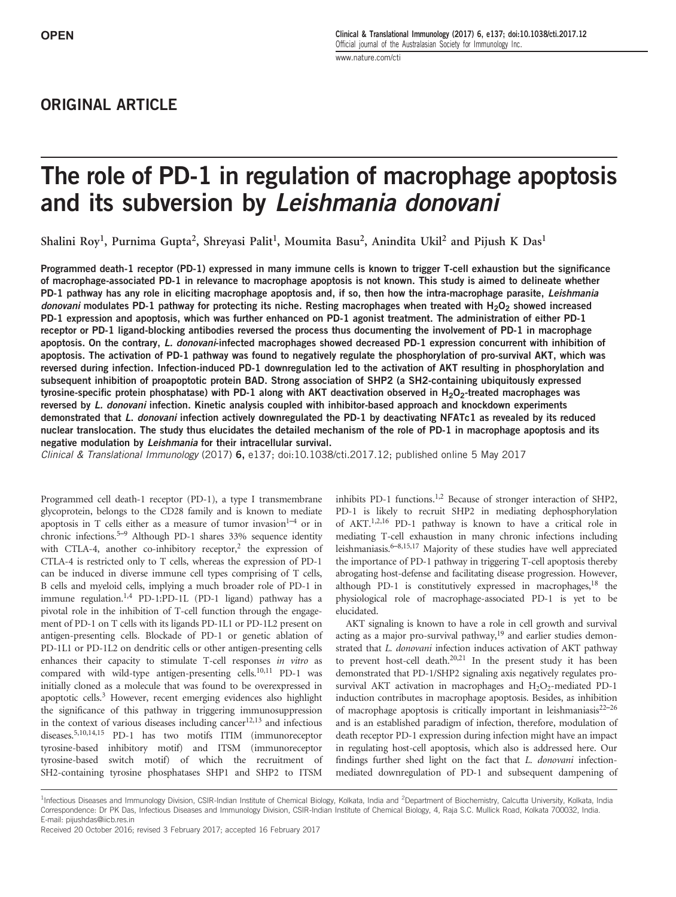OPEN

## ORIGINAL ARTICLE

# The role of PD-1 in regulation of macrophage apoptosis and its subversion by *Leishmania donovani*

Shalini Roy[1], Purnima Gupta[2], Shreyasi Palit[1], Moumita Basu[2], Anindita Ukil[2] and Pijush K Das[1]

**Programmed death-1 receptor (PD-1) expressed in many immune cells is known to trigger T-cell exhaustion but the significance of macrophage-associated PD-1 in relevance to macrophage apoptosis is not known. This study is aimed to delineate whether PD-1 pathway has any role in eliciting macrophage apoptosis and, if so, then how the intra-macrophage parasite, *Leishmania donovani* modulates PD-1 pathway for protecting its niche. Resting macrophages when treated with $H_2O_2$ showed increased PD-1 expression and apoptosis, which was further enhanced on PD-1 agonist treatment. The administration of either PD-1 receptor or PD-1 ligand-blocking antibodies reversed the process thus documenting the involvement of PD-1 in macrophage apoptosis. On the contrary, *L. donovani*-infected macrophages showed decreased PD-1 expression concurrent with inhibition of apoptosis. The activation of PD-1 pathway was found to negatively regulate the phosphorylation of pro-survival AKT, which was reversed during infection. Infection-induced PD-1 downregulation led to the activation of AKT resulting in phosphorylation and subsequent inhibition of proapoptotic protein BAD. Strong association of SHP2 (a SH2-containing ubiquitously expressed tyrosine-specific protein phosphatase) with PD-1 along with AKT deactivation observed in $H_2O_2$-treated macrophages was reversed by *L. donovani* infection. Kinetic analysis coupled with inhibitor-based approach and knockdown experiments demonstrated that *L. donovani* infection actively downregulated the PD-1 by deactivating NFATc1 as revealed by its reduced nuclear translocation. The study thus elucidates the detailed mechanism of the role of PD-1 in macrophage apoptosis and its negative modulation by *Leishmania* for their intracellular survival.**

*Clinical & Translational Immunology* (2017) **6,** e137; doi:10.1038/cti.2017.12; published online 5 May 2017

Programmed cell death-1 receptor (PD-1), a type I transmembrane glycoprotein, belongs to the CD28 family and is known to mediate apoptosis in T cells either as a measure of tumor invasion[1–4] or in chronic infections.[5–9] Although PD-1 shares 33% sequence identity with CTLA-4, another co-inhibitory receptor,[2] the expression of CTLA-4 is restricted only to T cells, whereas the expression of PD-1 can be induced in diverse immune cell types comprising of T cells, B cells and myeloid cells, implying a much broader role of PD-1 in immune regulation.[1,4] PD-1:PD-1L (PD-1 ligand) pathway has a pivotal role in the inhibition of T-cell function through the engagement of PD-1 on T cells with its ligands PD-1L1 or PD-1L2 present on antigen-presenting cells. Blockade of PD-1 or genetic ablation of PD-1L1 or PD-1L2 on dendritic cells or other antigen-presenting cells enhances their capacity to stimulate T-cell responses *in vitro* as compared with wild-type antigen-presenting cells.[10,11] PD-1 was initially cloned as a molecule that was found to be overexpressed in apoptotic cells.[3] However, recent emerging evidences also highlight the significance of this pathway in triggering immunosuppression in the context of various diseases including cancer[12,13] and infectious diseases.[5,10,14,15] PD-1 has two motifs ITIM (immunoreceptor tyrosine-based inhibitory motif) and ITSM (immunoreceptor tyrosine-based switch motif) of which the recruitment of SH2-containing tyrosine phosphatases SHP1 and SHP2 to ITSM inhibits PD-1 functions.[1,2] Because of stronger interaction of SHP2, PD-1 is likely to recruit SHP2 in mediating dephosphorylation of AKT.[1,2,16] PD-1 pathway is known to have a critical role in mediating T-cell exhaustion in many chronic infections including leishmaniasis.[6–8,15,17] Majority of these studies have well appreciated the importance of PD-1 pathway in triggering T-cell apoptosis thereby abrogating host-defense and facilitating disease progression. However, although PD-1 is constitutively expressed in macrophages,[18] the physiological role of macrophage-associated PD-1 is yet to be elucidated.

AKT signaling is known to have a role in cell growth and survival acting as a major pro-survival pathway,[19] and earlier studies demonstrated that *L. donovani* infection induces activation of AKT pathway to prevent host-cell death.[20,21] In the present study it has been demonstrated that PD-1/SHP2 signaling axis negatively regulates pro-survival AKT activation in macrophages and $H_2O_2$-mediated PD-1 induction contributes in macrophage apoptosis. Besides, as inhibition of macrophage apoptosis is critically important in leishmaniasis[22–26] and is an established paradigm of infection, therefore, modulation of death receptor PD-1 expression during infection might have an impact in regulating host-cell apoptosis, which also is addressed here. Our findings further shed light on the fact that *L. donovani* infection-mediated downregulation of PD-1 and subsequent dampening of

[1]Infectious Diseases and Immunology Division, CSIR-Indian Institute of Chemical Biology, Kolkata, India and [2]Department of Biochemistry, Calcutta University, Kolkata, India
Correspondence: Dr PK Das, Infectious Diseases and Immunology Division, CSIR-Indian Institute of Chemical Biology, 4, Raja S.C. Mullick Road, Kolkata 700032, India.
E-mail: pijushdas@iicb.res.in

Received 20 October 2016; revised 3 February 2017; accepted 16 February 2017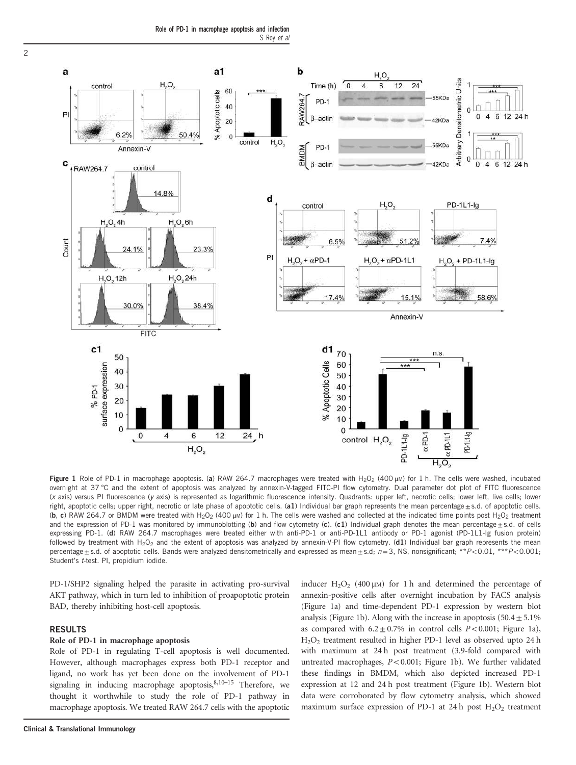**Figure 1** Role of PD-1 in macrophage apoptosis. (**a**) RAW 264.7 macrophages were treated with $H_2O_2$ (400 μM) for 1 h. The cells were washed, incubated overnight at 37 °C and the extent of apoptosis was analyzed by annexin-V-tagged FITC-PI flow cytometry. Dual parameter dot plot of FITC fluorescence (*x* axis) versus PI fluorescence (*y* axis) is represented as logarithmic fluorescence intensity. Quadrants: upper left, necrotic cells; lower left, live cells; lower right, apoptotic cells; upper right, necrotic or late phase of apoptotic cells. (**a1**) Individual bar graph represents the mean percentage ± s.d. of apoptotic cells. (**b**, **c**) RAW 264.7 or BMDM were treated with $H_2O_2$ (400 μM) for 1 h. The cells were washed and collected at the indicated time points post $H_2O_2$ treatment and the expression of PD-1 was monitored by immunoblotting (**b**) and flow cytometry (**c**). (**c1**) Individual graph denotes the mean percentage ± s.d. of cells expressing PD-1. (**d**) RAW 264.7 macrophages were treated either with anti-PD-1 or anti-PD-1L1 antibody or PD-1 agonist (PD-1L1-Ig fusion protein) followed by treatment with $H_2O_2$ and the extent of apoptosis was analyzed by annexin-V-PI flow cytometry. (**d1**) Individual bar graph represents the mean percentage ± s.d. of apoptotic cells. Bands were analyzed densitometrically and expressed as mean ± s.d; $n=3$, NS, nonsignificant; $^{**}P<0.01$, $^{***}P<0.001$; Student's *t*-test. PI, propidium iodide.

PD-1/SHP2 signaling helped the parasite in activating pro-survival AKT pathway, which in turn led to inhibition of proapoptotic protein BAD, thereby inhibiting host-cell apoptosis.

## RESULTS

### Role of PD-1 in macrophage apoptosis

Role of PD-1 in regulating T-cell apoptosis is well documented. However, although macrophages express both PD-1 receptor and ligand, no work has yet been done on the involvement of PD-1 signaling in inducing macrophage apoptosis,[8,10–15] Therefore, we thought it worthwhile to study the role of PD-1 pathway in macrophage apoptosis. We treated RAW 264.7 cells with the apoptotic inducer $H_2O_2$ (400 μM) for 1 h and determined the percentage of annexin-positive cells after overnight incubation by FACS analysis (Figure 1a) and time-dependent PD-1 expression by western blot analysis (Figure 1b). Along with the increase in apoptosis ($50.4 \pm 5.1\%$ as compared with $6.2 \pm 0.7\%$ in control cells $P<0.001$; Figure 1a), $H_2O_2$ treatment resulted in higher PD-1 level as observed upto 24 h with maximum at 24 h post treatment (3.9-fold compared with untreated macrophages, $P<0.001$; Figure 1b). We further validated these findings in BMDM, which also depicted increased PD-1 expression at 12 and 24 h post treatment (Figure 1b). Western blot data were corroborated by flow cytometry analysis, which showed maximum surface expression of PD-1 at 24 h post $H_2O_2$ treatment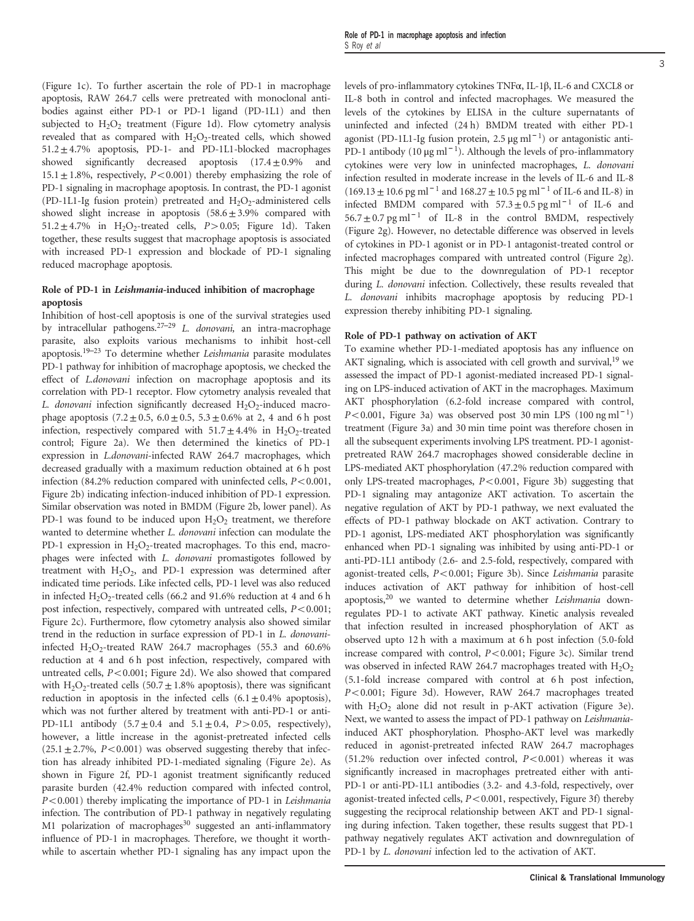(Figure 1c). To further ascertain the role of PD-1 in macrophage apoptosis, RAW 264.7 cells were pretreated with monoclonal antibodies against either PD-1 or PD-1 ligand (PD-1L1) and then subjected to $H_2O_2$ treatment (Figure 1d). Flow cytometry analysis revealed that as compared with $H_2O_2$-treated cells, which showed $51.2 \pm 4.7\%$ apoptosis, PD-1- and PD-1L1-blocked macrophages showed significantly decreased apoptosis ($17.4 \pm 0.9\%$ and $15.1 \pm 1.8\%$, respectively, $P < 0.001$) thereby emphasizing the role of PD-1 signaling in macrophage apoptosis. In contrast, the PD-1 agonist (PD-1L1-Ig fusion protein) pretreated and $H_2O_2$-administered cells showed slight increase in apoptosis ($58.6 \pm 3.9\%$ compared with $51.2 \pm 4.7\%$ in $H_2O_2$-treated cells, $P > 0.05$; Figure 1d). Taken together, these results suggest that macrophage apoptosis is associated with increased PD-1 expression and blockade of PD-1 signaling reduced macrophage apoptosis.

### Role of PD-1 in *Leishmania*-induced inhibition of macrophage apoptosis

Inhibition of host-cell apoptosis is one of the survival strategies used by intracellular pathogens.[27–29] *L. donovani,* an intra-macrophage parasite, also exploits various mechanisms to inhibit host-cell apoptosis.[19–23] To determine whether *Leishmania* parasite modulates PD-1 pathway for inhibition of macrophage apoptosis, we checked the effect of *L.donovani* infection on macrophage apoptosis and its correlation with PD-1 receptor. Flow cytometry analysis revealed that *L. donovani* infection significantly decreased $H_2O_2$-induced macrophage apoptosis ($7.2 \pm 0.5$, $6.0 \pm 0.5$, $5.3 \pm 0.6\%$ at 2, 4 and 6 h post infection, respectively compared with $51.7 \pm 4.4\%$ in $H_2O_2$-treated control; Figure 2a). We then determined the kinetics of PD-1 expression in *L.donovani*-infected RAW 264.7 macrophages, which decreased gradually with a maximum reduction obtained at 6 h post infection (84.2% reduction compared with uninfected cells, $P < 0.001$, Figure 2b) indicating infection-induced inhibition of PD-1 expression. Similar observation was noted in BMDM (Figure 2b, lower panel). As PD-1 was found to be induced upon $H_2O_2$ treatment, we therefore wanted to determine whether *L. donovani* infection can modulate the PD-1 expression in $H_2O_2$-treated macrophages. To this end, macrophages were infected with *L. donovani* promastigotes followed by treatment with $H_2O_2$, and PD-1 expression was determined after indicated time periods. Like infected cells, PD-1 level was also reduced in infected $H_2O_2$-treated cells (66.2 and 91.6% reduction at 4 and 6 h post infection, respectively, compared with untreated cells, $P < 0.001$; Figure 2c). Furthermore, flow cytometry analysis also showed similar trend in the reduction in surface expression of PD-1 in *L. donovani*-infected $H_2O_2$-treated RAW 264.7 macrophages (55.3 and 60.6% reduction at 4 and 6 h post infection, respectively, compared with untreated cells, $P < 0.001$; Figure 2d). We also showed that compared with $H_2O_2$-treated cells ($50.7 \pm 1.8\%$ apoptosis), there was significant reduction in apoptosis in the infected cells ($6.1 \pm 0.4\%$ apoptosis), which was not further altered by treatment with anti-PD-1 or anti-PD-1L1 antibody ($5.7 \pm 0.4$ and $5.1 \pm 0.4$, $P > 0.05$, respectively), however, a little increase in the agonist-pretreated infected cells ($25.1 \pm 2.7\%$, $P < 0.001$) was observed suggesting thereby that infection has already inhibited PD-1-mediated signaling (Figure 2e). As shown in Figure 2f, PD-1 agonist treatment significantly reduced parasite burden (42.4% reduction compared with infected control, $P < 0.001$) thereby implicating the importance of PD-1 in *Leishmania* infection. The contribution of PD-1 pathway in negatively regulating M1 polarization of macrophages[30] suggested an anti-inflammatory influence of PD-1 in macrophages. Therefore, we thought it worthwhile to ascertain whether PD-1 signaling has any impact upon the levels of pro-inflammatory cytokines TNFα, IL-1β, IL-6 and CXCL8 or IL-8 both in control and infected macrophages. We measured the levels of the cytokines by ELISA in the culture supernatants of uninfected and infected (24 h) BMDM treated with either PD-1 agonist (PD-1L1-Ig fusion protein, $2.5\,\mu g\,ml^{-1}$) or antagonistic anti-PD-1 antibody ($10\,\mu g\,ml^{-1}$). Although the levels of pro-inflammatory cytokines were very low in uninfected macrophages, *L. donovani* infection resulted in moderate increase in the levels of IL-6 and IL-8 ($169.13 \pm 10.6\,pg\,ml^{-1}$ and $168.27 \pm 10.5\,pg\,ml^{-1}$ of IL-6 and IL-8) in infected BMDM compared with $57.3 \pm 0.5\,pg\,ml^{-1}$ of IL-6 and $56.7 \pm 0.7\,pg\,ml^{-1}$ of IL-8 in the control BMDM, respectively (Figure 2g). However, no detectable difference was observed in levels of cytokines in PD-1 agonist or in PD-1 antagonist-treated control or infected macrophages compared with untreated control (Figure 2g). This might be due to the downregulation of PD-1 receptor during *L. donovani* infection. Collectively, these results revealed that *L. donovani* inhibits macrophage apoptosis by reducing PD-1 expression thereby inhibiting PD-1 signaling.

### Role of PD-1 pathway on activation of AKT

To examine whether PD-1-mediated apoptosis has any influence on AKT signaling, which is associated with cell growth and survival,[19] we assessed the impact of PD-1 agonist-mediated increased PD-1 signaling on LPS-induced activation of AKT in the macrophages. Maximum AKT phosphorylation (6.2-fold increase compared with control, $P < 0.001$, Figure 3a) was observed post 30 min LPS ($100\,ng\,ml^{-1}$) treatment (Figure 3a) and 30 min time point was therefore chosen in all the subsequent experiments involving LPS treatment. PD-1 agonist-pretreated RAW 264.7 macrophages showed considerable decline in LPS-mediated AKT phosphorylation (47.2% reduction compared with only LPS-treated macrophages, $P < 0.001$, Figure 3b) suggesting that PD-1 signaling may antagonize AKT activation. To ascertain the negative regulation of AKT by PD-1 pathway, we next evaluated the effects of PD-1 pathway blockade on AKT activation. Contrary to PD-1 agonist, LPS-mediated AKT phosphorylation was significantly enhanced when PD-1 signaling was inhibited by using anti-PD-1 or anti-PD-1L1 antibody (2.6- and 2.5-fold, respectively, compared with agonist-treated cells, $P < 0.001$; Figure 3b). Since *Leishmania* parasite induces activation of AKT pathway for inhibition of host-cell apoptosis,[20] we wanted to determine whether *Leishmania* downregulates PD-1 to activate AKT pathway. Kinetic analysis revealed that infection resulted in increased phosphorylation of AKT as observed upto 12 h post infection with a maximum at 6 h post infection (5.0-fold increase compared with control, $P < 0.001$; Figure 3c). Similar trend was observed in infected RAW 264.7 macrophages treated with $H_2O_2$ (5.1-fold increase compared with control at 6 h post infection, $P < 0.001$; Figure 3d). However, RAW 264.7 macrophages treated with $H_2O_2$ alone did not result in p-AKT activation (Figure 3e). Next, we wanted to assess the impact of PD-1 pathway on *Leishmania*-induced AKT phosphorylation. Phospho-AKT level was markedly reduced in agonist-pretreated infected RAW 264.7 macrophages (51.2% reduction over infected control, $P < 0.001$) whereas it was significantly increased in macrophages pretreated either with anti-PD-1 or anti-PD-1L1 antibodies (3.2- and 4.3-fold, respectively, over agonist-treated infected cells, $P < 0.001$, respectively, Figure 3f) thereby suggesting the reciprocal relationship between AKT and PD-1 signaling during infection. Taken together, these results suggest that PD-1 pathway negatively regulates AKT activation and downregulation of PD-1 by *L. donovani* infection led to the activation of AKT.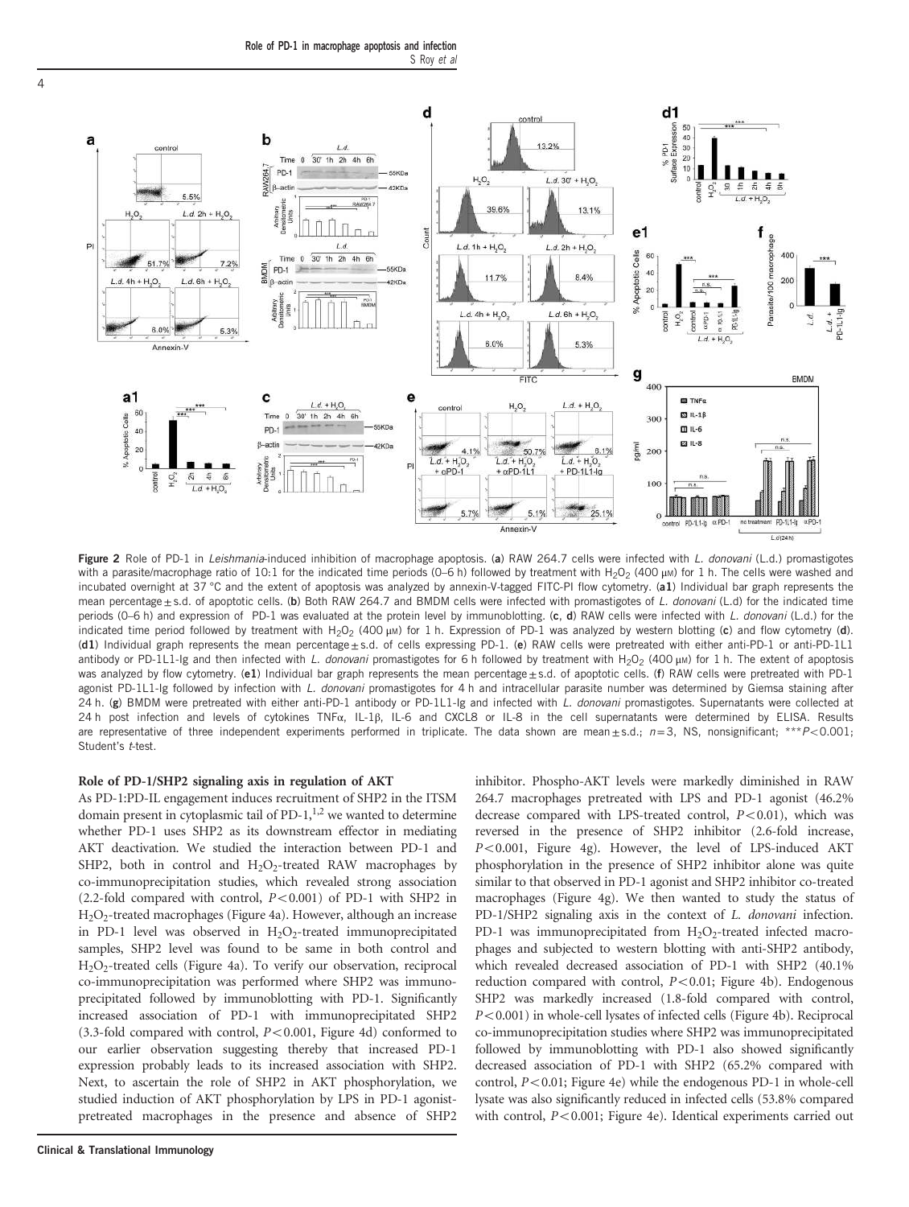**Figure 2** Role of PD-1 in *Leishmania*-induced inhibition of macrophage apoptosis. (**a**) RAW 264.7 cells were infected with *L. donovani* (L.d.) promastigotes with a parasite/macrophage ratio of 10:1 for the indicated time periods (0–6 h) followed by treatment with $H_2O_2$ (400 μM) for 1 h. The cells were washed and incubated overnight at 37 °C and the extent of apoptosis was analyzed by annexin-V-tagged FITC-PI flow cytometry. (**a1**) Individual bar graph represents the mean percentage ± s.d. of apoptotic cells. (**b**) Both RAW 264.7 and BMDM cells were infected with promastigotes of *L. donovani* (L.d) for the indicated time periods (0–6 h) and expression of PD-1 was evaluated at the protein level by immunoblotting. (**c**, **d**) RAW cells were infected with *L. donovani* (L.d.) for the indicated time period followed by treatment with $H_2O_2$ (400 μM) for 1 h. Expression of PD-1 was analyzed by western blotting (**c**) and flow cytometry (**d**). (**d1**) Individual graph represents the mean percentage ± s.d. of cells expressing PD-1. (**e**) RAW cells were pretreated with either anti-PD-1 or anti-PD-1L1 antibody or PD-1L1-Ig and then infected with *L. donovani* promastigotes for 6 h followed by treatment with $H_2O_2$ (400 μM) for 1 h. The extent of apoptosis was analyzed by flow cytometry. (**e1**) Individual bar graph represents the mean percentage ± s.d. of apoptotic cells. (**f**) RAW cells were pretreated with PD-1 agonist PD-1L1-Ig followed by infection with *L. donovani* promastigotes for 4 h and intracellular parasite number was determined by Giemsa staining after 24 h. (**g**) BMDM were pretreated with either anti-PD-1 antibody or PD-1L1-Ig and infected with *L. donovani* promastigotes. Supernatants were collected at 24 h post infection and levels of cytokines TNFα, IL-1β, IL-6 and CXCL8 or IL-8 in the cell supernatants were determined by ELISA. Results are representative of three independent experiments performed in triplicate. The data shown are mean ± s.d.; $n = 3$, NS, nonsignificant; $^{***}P < 0.001$; Student's *t*-test.

### Role of PD-1/SHP2 signaling axis in regulation of AKT

As PD-1:PD-IL engagement induces recruitment of SHP2 in the ITSM domain present in cytoplasmic tail of PD-1,[1,2] we wanted to determine whether PD-1 uses SHP2 as its downstream effector in mediating AKT deactivation. We studied the interaction between PD-1 and SHP2, both in control and $H_2O_2$-treated RAW macrophages by co-immunoprecipitation studies, which revealed strong association (2.2-fold compared with control, $P < 0.001$) of PD-1 with SHP2 in $H_2O_2$-treated macrophages (Figure 4a). However, although an increase in PD-1 level was observed in $H_2O_2$-treated immunoprecipitated samples, SHP2 level was found to be same in both control and $H_2O_2$-treated cells (Figure 4a). To verify our observation, reciprocal co-immunoprecipitation was performed where SHP2 was immunoprecipitated followed by immunoblotting with PD-1. Significantly increased association of PD-1 with immunoprecipitated SHP2 (3.3-fold compared with control, $P < 0.001$, Figure 4d) conformed to our earlier observation suggesting thereby that increased PD-1 expression probably leads to its increased association with SHP2. Next, to ascertain the role of SHP2 in AKT phosphorylation, we studied induction of AKT phosphorylation by LPS in PD-1 agonist-pretreated macrophages in the presence and absence of SHP2 inhibitor. Phospho-AKT levels were markedly diminished in RAW 264.7 macrophages pretreated with LPS and PD-1 agonist (46.2% decrease compared with LPS-treated control, $P < 0.01$), which was reversed in the presence of SHP2 inhibitor (2.6-fold increase, $P < 0.001$, Figure 4g). However, the level of LPS-induced AKT phosphorylation in the presence of SHP2 inhibitor alone was quite similar to that observed in PD-1 agonist and SHP2 inhibitor co-treated macrophages (Figure 4g). We then wanted to study the status of PD-1/SHP2 signaling axis in the context of *L. donovani* infection. PD-1 was immunoprecipitated from $H_2O_2$-treated infected macrophages and subjected to western blotting with anti-SHP2 antibody, which revealed decreased association of PD-1 with SHP2 (40.1% reduction compared with control, $P < 0.01$; Figure 4b). Endogenous SHP2 was markedly increased (1.8-fold compared with control, $P < 0.001$) in whole-cell lysates of infected cells (Figure 4b). Reciprocal co-immunoprecipitation studies where SHP2 was immunoprecipitated followed by immunoblotting with PD-1 also showed significantly decreased association of PD-1 with SHP2 (65.2% compared with control, $P < 0.01$; Figure 4e) while the endogenous PD-1 in whole-cell lysate was also significantly reduced in infected cells (53.8% compared with control, $P < 0.001$; Figure 4e). Identical experiments carried out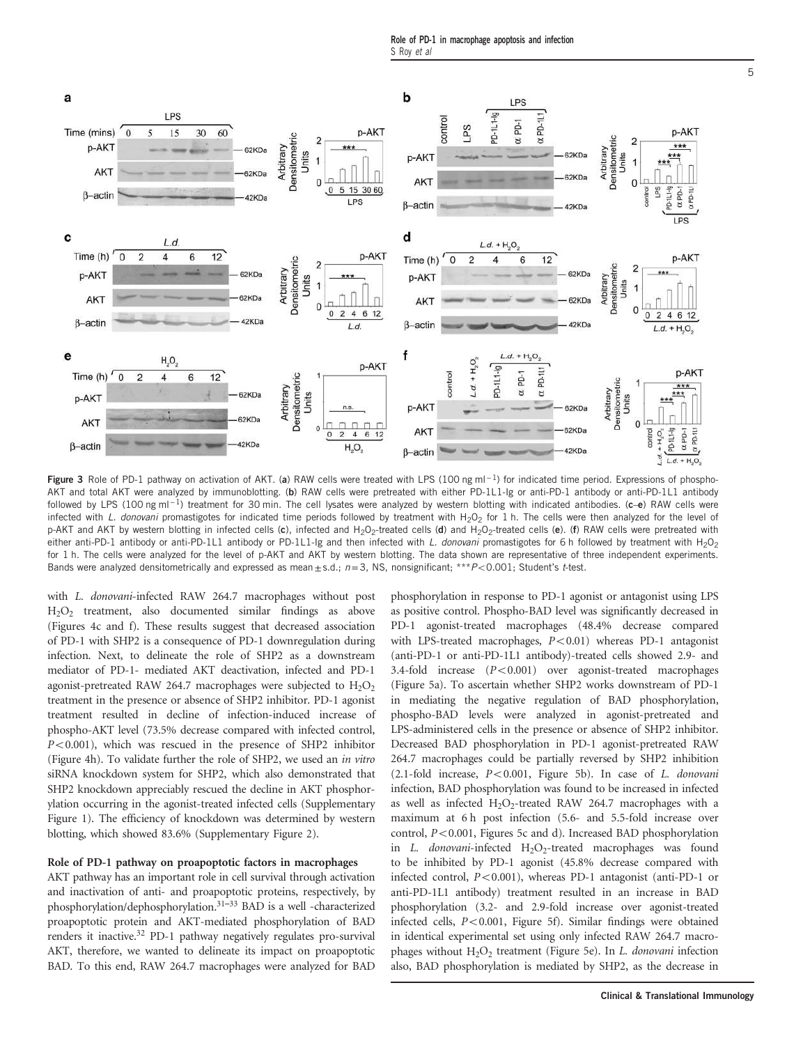Figure 3 Role of PD-1 pathway on activation of AKT. (**a**) RAW cells were treated with LPS (100 ng ml$^{-1}$) for indicated time period. Expressions of phospho-AKT and total AKT were analyzed by immunoblotting. (**b**) RAW cells were pretreated with either PD-1L1-Ig or anti-PD-1 antibody or anti-PD-1L1 antibody followed by LPS (100 ng ml$^{-1}$) treatment for 30 min. The cell lysates were analyzed by western blotting with indicated antibodies. (**c**–**e**) RAW cells were infected with *L. donovani* promastigotes for indicated time periods followed by treatment with $H_2O_2$ for 1 h. The cells were then analyzed for the level of p-AKT and AKT by western blotting in infected cells (**c**), infected and $H_2O_2$-treated cells (**d**) and $H_2O_2$-treated cells (**e**). (**f**) RAW cells were pretreated with either anti-PD-1 antibody or anti-PD-1L1 antibody or PD-1L1-Ig and then infected with *L. donovani* promastigotes for 6 h followed by treatment with $H_2O_2$ for 1 h. The cells were analyzed for the level of p-AKT and AKT by western blotting. The data shown are representative of three independent experiments. Bands were analyzed densitometrically and expressed as mean ± s.d.; $n=3$, NS, nonsignificant; ***$P<0.001$; Student's *t*-test.

with *L. donovani*-infected RAW 264.7 macrophages without post $H_2O_2$ treatment, also documented similar findings as above (Figures 4c and f). These results suggest that decreased association of PD-1 with SHP2 is a consequence of PD-1 downregulation during infection. Next, to delineate the role of SHP2 as a downstream mediator of PD-1- mediated AKT deactivation, infected and PD-1 agonist-pretreated RAW 264.7 macrophages were subjected to $H_2O_2$ treatment in the presence or absence of SHP2 inhibitor. PD-1 agonist treatment resulted in decline of infection-induced increase of phospho-AKT level (73.5% decrease compared with infected control, $P<0.001$), which was rescued in the presence of SHP2 inhibitor (Figure 4h). To validate further the role of SHP2, we used an *in vitro* siRNA knockdown system for SHP2, which also demonstrated that SHP2 knockdown appreciably rescued the decline in AKT phosphorylation occurring in the agonist-treated infected cells (Supplementary Figure 1). The efficiency of knockdown was determined by western blotting, which showed 83.6% (Supplementary Figure 2).

### Role of PD-1 pathway on proapoptotic factors in macrophages

AKT pathway has an important role in cell survival through activation and inactivation of anti- and proapoptotic proteins, respectively, by phosphorylation/dephosphorylation.[31–33] BAD is a well -characterized proapoptotic protein and AKT-mediated phosphorylation of BAD renders it inactive.[32] PD-1 pathway negatively regulates pro-survival AKT, therefore, we wanted to delineate its impact on proapoptotic BAD. To this end, RAW 264.7 macrophages were analyzed for BAD phosphorylation in response to PD-1 agonist or antagonist using LPS as positive control. Phospho-BAD level was significantly decreased in PD-1 agonist-treated macrophages (48.4% decrease compared with LPS-treated macrophages, $P<0.01$) whereas PD-1 antagonist (anti-PD-1 or anti-PD-1L1 antibody)-treated cells showed 2.9- and 3.4-fold increase ($P<0.001$) over agonist-treated macrophages (Figure 5a). To ascertain whether SHP2 works downstream of PD-1 in mediating the negative regulation of BAD phosphorylation, phospho-BAD levels were analyzed in agonist-pretreated and LPS-administered cells in the presence or absence of SHP2 inhibitor. Decreased BAD phosphorylation in PD-1 agonist-pretreated RAW 264.7 macrophages could be partially reversed by SHP2 inhibition (2.1-fold increase, $P<0.001$, Figure 5b). In case of *L. donovani* infection, BAD phosphorylation was found to be increased in infected as well as infected $H_2O_2$-treated RAW 264.7 macrophages with a maximum at 6 h post infection (5.6- and 5.5-fold increase over control, $P<0.001$, Figures 5c and d). Increased BAD phosphorylation in *L. donovani*-infected $H_2O_2$-treated macrophages was found to be inhibited by PD-1 agonist (45.8% decrease compared with infected control, $P<0.001$), whereas PD-1 antagonist (anti-PD-1 or anti-PD-1L1 antibody) treatment resulted in an increase in BAD phosphorylation (3.2- and 2.9-fold increase over agonist-treated infected cells, $P<0.001$, Figure 5f). Similar findings were obtained in identical experimental set using only infected RAW 264.7 macrophages without $H_2O_2$ treatment (Figure 5e). In *L. donovani* infection also, BAD phosphorylation is mediated by SHP2, as the decrease in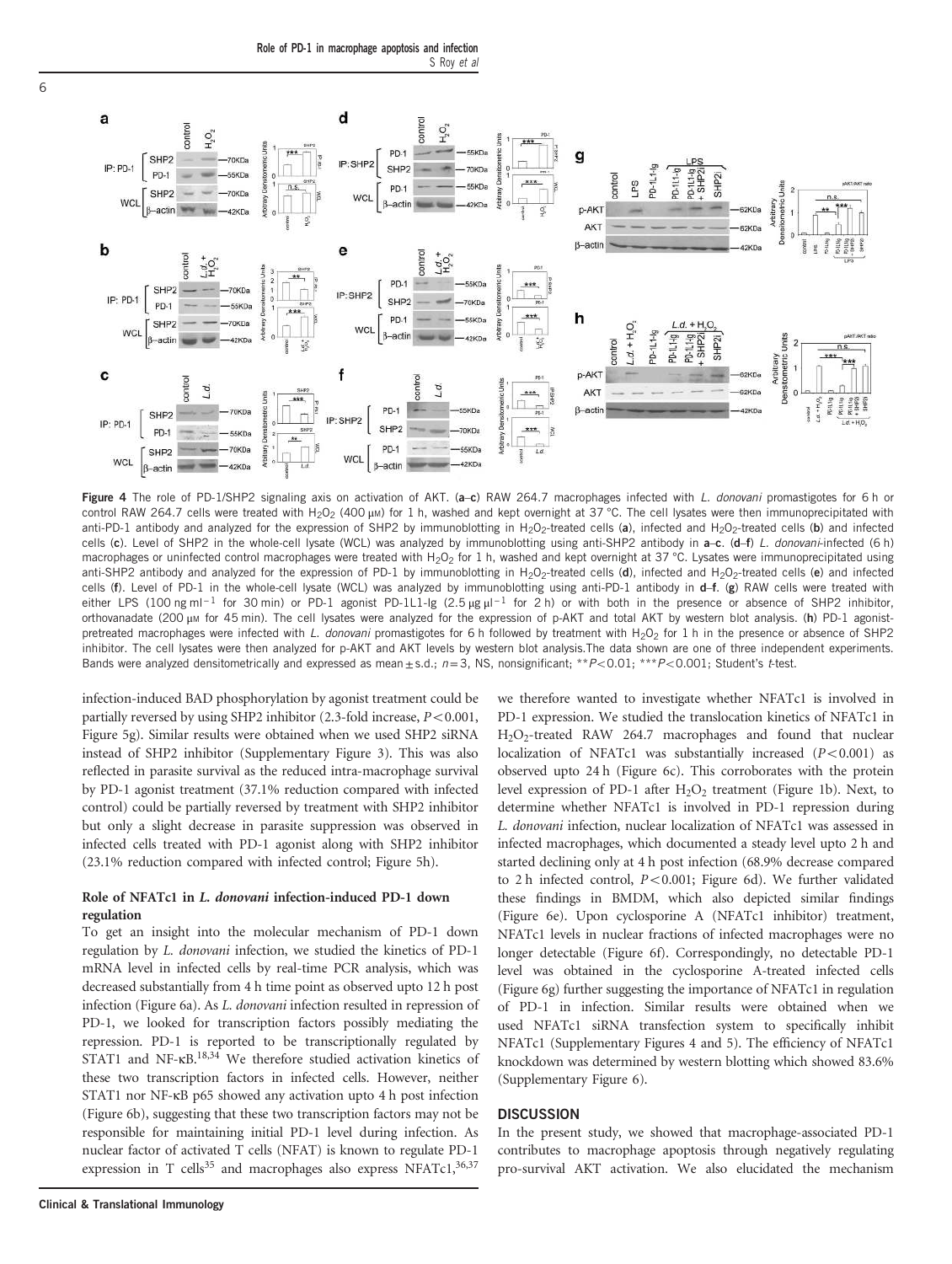**Figure 4** The role of PD-1/SHP2 signaling axis on activation of AKT. (**a**–**c**) RAW 264.7 macrophages infected with *L. donovani* promastigotes for 6 h or control RAW 264.7 cells were treated with $H_2O_2$ (400 μM) for 1 h, washed and kept overnight at 37 °C. The cell lysates were then immunoprecipitated with anti-PD-1 antibody and analyzed for the expression of SHP2 by immunoblotting in $H_2O_2$-treated cells (**a**), infected and $H_2O_2$-treated cells (**b**) and infected cells (**c**). Level of SHP2 in the whole-cell lysate (WCL) was analyzed by immunoblotting using anti-SHP2 antibody in **a**–**c**. (**d**–**f**) *L. donovani*-infected (6 h) macrophages or uninfected control macrophages were treated with $H_2O_2$ for 1 h, washed and kept overnight at 37 °C. Lysates were immunoprecipitated using anti-SHP2 antibody and analyzed for the expression of PD-1 by immunoblotting in $H_2O_2$-treated cells (**d**), infected and $H_2O_2$-treated cells (**e**) and infected cells (**f**). Level of PD-1 in the whole-cell lysate (WCL) was analyzed by immunoblotting using anti-PD-1 antibody in **d**–**f**. (**g**) RAW cells were treated with either LPS (100 ng ml$^{-1}$ for 30 min) or PD-1 agonist PD-1L1-Ig (2.5 μg μl$^{-1}$ for 2 h) or with both in the presence or absence of SHP2 inhibitor, orthovanadate (200 μM for 45 min). The cell lysates were analyzed for the expression of p-AKT and total AKT by western blot analysis. (**h**) PD-1 agonist-pretreated macrophages were infected with *L. donovani* promastigotes for 6 h followed by treatment with $H_2O_2$ for 1 h in the presence or absence of SHP2 inhibitor. The cell lysates were then analyzed for p-AKT and AKT levels by western blot analysis.The data shown are one of three independent experiments. Bands were analyzed densitometrically and expressed as mean ± s.d.; $n=3$, NS, nonsignificant; $^{**}P<0.01$; $^{***}P<0.001$; Student's *t*-test.

infection-induced BAD phosphorylation by agonist treatment could be partially reversed by using SHP2 inhibitor (2.3-fold increase, $P<0.001$, Figure 5g). Similar results were obtained when we used SHP2 siRNA instead of SHP2 inhibitor (Supplementary Figure 3). This was also reflected in parasite survival as the reduced intra-macrophage survival by PD-1 agonist treatment (37.1% reduction compared with infected control) could be partially reversed by treatment with SHP2 inhibitor but only a slight decrease in parasite suppression was observed in infected cells treated with PD-1 agonist along with SHP2 inhibitor (23.1% reduction compared with infected control; Figure 5h).

### Role of NFATc1 in *L. donovani* infection-induced PD-1 down regulation

To get an insight into the molecular mechanism of PD-1 down regulation by *L. donovani* infection, we studied the kinetics of PD-1 mRNA level in infected cells by real-time PCR analysis, which was decreased substantially from 4 h time point as observed upto 12 h post infection (Figure 6a). As *L. donovani* infection resulted in repression of PD-1, we looked for transcription factors possibly mediating the repression. PD-1 is reported to be transcriptionally regulated by STAT1 and NF-κB.[18,34] We therefore studied activation kinetics of these two transcription factors in infected cells. However, neither STAT1 nor NF-κB p65 showed any activation upto 4 h post infection (Figure 6b), suggesting that these two transcription factors may not be responsible for maintaining initial PD-1 level during infection. As nuclear factor of activated T cells (NFAT) is known to regulate PD-1 expression in T cells[35] and macrophages also express NFATc1,[36,37] we therefore wanted to investigate whether NFATc1 is involved in PD-1 expression. We studied the translocation kinetics of NFATc1 in $H_2O_2$-treated RAW 264.7 macrophages and found that nuclear localization of NFATc1 was substantially increased ($P<0.001$) as observed upto 24 h (Figure 6c). This corroborates with the protein level expression of PD-1 after $H_2O_2$ treatment (Figure 1b). Next, to determine whether NFATc1 is involved in PD-1 repression during *L. donovani* infection, nuclear localization of NFATc1 was assessed in infected macrophages, which documented a steady level upto 2 h and started declining only at 4 h post infection (68.9% decrease compared to 2 h infected control, $P<0.001$; Figure 6d). We further validated these findings in BMDM, which also depicted similar findings (Figure 6e). Upon cyclosporine A (NFATc1 inhibitor) treatment, NFATc1 levels in nuclear fractions of infected macrophages were no longer detectable (Figure 6f). Correspondingly, no detectable PD-1 level was obtained in the cyclosporine A-treated infected cells (Figure 6g) further suggesting the importance of NFATc1 in regulation of PD-1 in infection. Similar results were obtained when we used NFATc1 siRNA transfection system to specifically inhibit NFATc1 (Supplementary Figures 4 and 5). The efficiency of NFATc1 knockdown was determined by western blotting which showed 83.6% (Supplementary Figure 6).

## DISCUSSION

In the present study, we showed that macrophage-associated PD-1 contributes to macrophage apoptosis through negatively regulating pro-survival AKT activation. We also elucidated the mechanism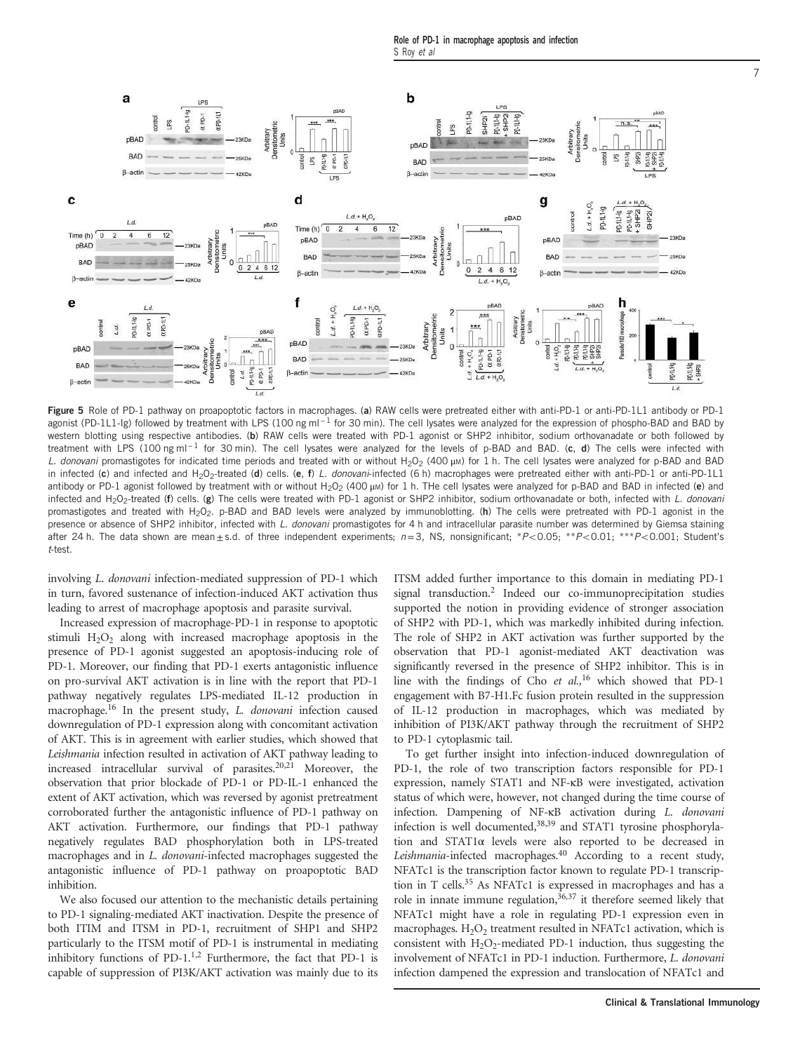**Figure 5** Role of PD-1 pathway on proapoptotic factors in macrophages. (**a**) RAW cells were pretreated either with anti-PD-1 or anti-PD-1L1 antibody or PD-1 agonist (PD-1L1-Ig) followed by treatment with LPS (100 ng ml$^{-1}$ for 30 min). The cell lysates were analyzed for the expression of phospho-BAD and BAD by western blotting using respective antibodies. (**b**) RAW cells were treated with PD-1 agonist or SHP2 inhibitor, sodium orthovanadate or both followed by treatment with LPS (100 ng ml$^{-1}$ for 30 min). The cell lysates were analyzed for the levels of p-BAD and BAD. (**c**, **d**) The cells were infected with *L. donovani* promastigotes for indicated time periods and treated with or without $H_2O_2$ (400 μM) for 1 h. The cell lysates were analyzed for p-BAD and BAD in infected (**c**) and infected and $H_2O_2$-treated (**d**) cells. (**e**, **f**) *L. donovani*-infected (6 h) macrophages were pretreated either with anti-PD-1 or anti-PD-1L1 antibody or PD-1 agonist followed by treatment with or without $H_2O_2$ (400 μM) for 1 h. THe cell lysates were analyzed for p-BAD and BAD in infected (**e**) and infected and $H_2O_2$-treated (**f**) cells. (**g**) The cells were treated with PD-1 agonist or SHP2 inhibitor, sodium orthovanadate or both, infected with *L. donovani* promastigotes and treated with $H_2O_2$. p-BAD and BAD levels were analyzed by immunoblotting. (**h**) The cells were pretreated with PD-1 agonist in the presence or absence of SHP2 inhibitor, infected with *L. donovani* promastigotes for 4 h and intracellular parasite number was determined by Giemsa staining after 24 h. The data shown are mean ± s.d. of three independent experiments; $n=3$, NS, nonsignificant; \*$P<0.05$; \*\*$P<0.01$; \*\*\*$P<0.001$; Student's *t*-test.

involving *L. donovani* infection-mediated suppression of PD-1 which in turn, favored sustenance of infection-induced AKT activation thus leading to arrest of macrophage apoptosis and parasite survival.

Increased expression of macrophage-PD-1 in response to apoptotic stimuli $H_2O_2$ along with increased macrophage apoptosis in the presence of PD-1 agonist suggested an apoptosis-inducing role of PD-1. Moreover, our finding that PD-1 exerts antagonistic influence on pro-survival AKT activation is in line with the report that PD-1 pathway negatively regulates LPS-mediated IL-12 production in macrophage.[16] In the present study, *L. donovani* infection caused downregulation of PD-1 expression along with concomitant activation of AKT. This is in agreement with earlier studies, which showed that *Leishmania* infection resulted in activation of AKT pathway leading to increased intracellular survival of parasites.[20,21] Moreover, the observation that prior blockade of PD-1 or PD-IL-1 enhanced the extent of AKT activation, which was reversed by agonist pretreatment corroborated further the antagonistic influence of PD-1 pathway on AKT activation. Furthermore, our findings that PD-1 pathway negatively regulates BAD phosphorylation both in LPS-treated macrophages and in *L. donovani*-infected macrophages suggested the antagonistic influence of PD-1 pathway on proapoptotic BAD inhibition.

We also focused our attention to the mechanistic details pertaining to PD-1 signaling-mediated AKT inactivation. Despite the presence of both ITIM and ITSM in PD-1, recruitment of SHP1 and SHP2 particularly to the ITSM motif of PD-1 is instrumental in mediating inhibitory functions of PD-1.[1,2] Furthermore, the fact that PD-1 is capable of suppression of PI3K/AKT activation was mainly due to its ITSM added further importance to this domain in mediating PD-1 signal transduction.[2] Indeed our co-immunoprecipitation studies supported the notion in providing evidence of stronger association of SHP2 with PD-1, which was markedly inhibited during infection. The role of SHP2 in AKT activation was further supported by the observation that PD-1 agonist-mediated AKT deactivation was significantly reversed in the presence of SHP2 inhibitor. This is in line with the findings of Cho *et al.*,[16] which showed that PD-1 engagement with B7-H1.Fc fusion protein resulted in the suppression of IL-12 production in macrophages, which was mediated by inhibition of PI3K/AKT pathway through the recruitment of SHP2 to PD-1 cytoplasmic tail.

To get further insight into infection-induced downregulation of PD-1, the role of two transcription factors responsible for PD-1 expression, namely STAT1 and NF-κB were investigated, activation status of which were, however, not changed during the time course of infection. Dampening of NF-κB activation during *L. donovani* infection is well documented,[38,39] and STAT1 tyrosine phosphorylation and STAT1α levels were also reported to be decreased in *Leishmania*-infected macrophages.[40] According to a recent study, NFATc1 is the transcription factor known to regulate PD-1 transcription in T cells.[35] As NFATc1 is expressed in macrophages and has a role in innate immune regulation,[36,37] it therefore seemed likely that NFATc1 might have a role in regulating PD-1 expression even in macrophages. $H_2O_2$ treatment resulted in NFATc1 activation, which is consistent with $H_2O_2$-mediated PD-1 induction, thus suggesting the involvement of NFATc1 in PD-1 induction. Furthermore, *L. donovani* infection dampened the expression and translocation of NFATc1 and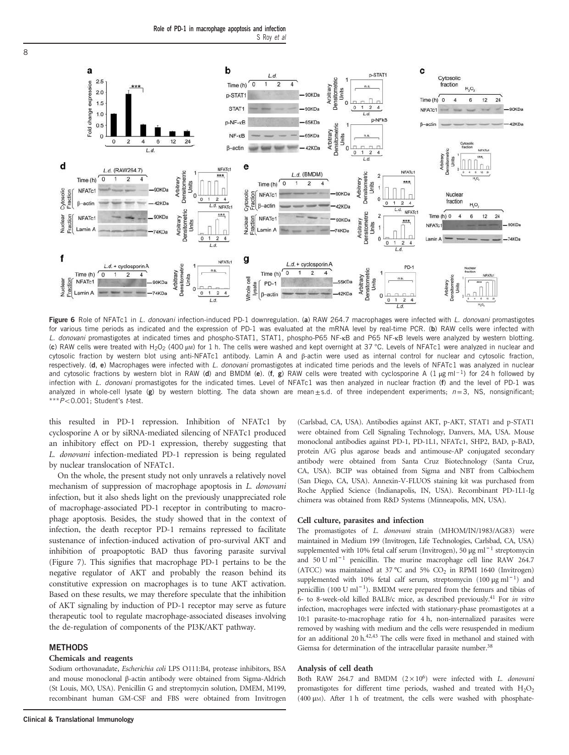Figure 6 Role of NFATc1 in *L. donovani* infection-induced PD-1 downregulation. (**a**) RAW 264.7 macrophages were infected with *L. donovani* promastigotes for various time periods as indicated and the expression of PD-1 was evaluated at the mRNA level by real-time PCR. (**b**) RAW cells were infected with *L. donovani* promastigotes at indicated times and phospho-STAT1, STAT1, phospho-P65 NF-κB and P65 NF-κB levels were analyzed by western blotting. (**c**) RAW cells were treated with $H_2O_2$ (400 μM) for 1 h. The cells were washed and kept overnight at 37 °C. Levels of NFATc1 were analyzed in nuclear and cytosolic fraction by western blot using anti-NFATc1 antibody. Lamin A and β-actin were used as internal control for nuclear and cytosolic fraction, respectively. (**d**, **e**) Macrophages were infected with *L. donovani* promastigotes at indicated time periods and the levels of NFATc1 was analyzed in nuclear and cytosolic fractions by western blot in RAW (**d**) and BMDM (**e**). (**f**, **g**) RAW cells were treated with cyclosporine A (1 μg ml$^{-1}$) for 24 h followed by infection with *L. donovani* promastigotes for the indicated times. Level of NFATc1 was then analyzed in nuclear fraction (**f**) and the level of PD-1 was analyzed in whole-cell lysate (**g**) by western blotting. The data shown are mean ± s.d. of three independent experiments; $n=3$, NS, nonsignificant; ***$P<0.001$; Student's *t*-test.

this resulted in PD-1 repression. Inhibition of NFATc1 by cyclosporine A or by siRNA-mediated silencing of NFATc1 produced an inhibitory effect on PD-1 expression, thereby suggesting that *L. donovani* infection-mediated PD-1 repression is being regulated by nuclear translocation of NFATc1.

On the whole, the present study not only unravels a relatively novel mechanism of suppression of macrophage apoptosis in *L. donovani* infection, but it also sheds light on the previously unappreciated role of macrophage-associated PD-1 receptor in contributing to macrophage apoptosis. Besides, the study showed that in the context of infection, the death receptor PD-1 remains repressed to facilitate sustenance of infection-induced activation of pro-survival AKT and inhibition of proapoptotic BAD thus favoring parasite survival (Figure 7). This signifies that macrophage PD-1 pertains to be the negative regulator of AKT and probably the reason behind its constitutive expression on macrophages is to tune AKT activation. Based on these results, we may therefore speculate that the inhibition of AKT signaling by induction of PD-1 receptor may serve as future therapeutic tool to regulate macrophage-associated diseases involving the de-regulation of components of the PI3K/AKT pathway.

## METHODS

### Chemicals and reagents

Sodium orthovanadate, *Escherichia coli* LPS O111:B4, protease inhibitors, BSA and mouse monoclonal β-actin antibody were obtained from Sigma-Aldrich (St Louis, MO, USA). Penicillin G and streptomycin solution, DMEM, M199, recombinant human GM-CSF and FBS were obtained from Invitrogen (Carlsbad, CA, USA). Antibodies against AKT, p-AKT, STAT1 and p-STAT1 were obtained from Cell Signaling Technology, Danvers, MA, USA. Mouse monoclonal antibodies against PD-1, PD-1L1, NFATc1, SHP2, BAD, p-BAD, protein A/G plus agarose beads and antimouse-AP conjugated secondary antibody were obtained from Santa Cruz Biotechnology (Santa Cruz, CA, USA). BCIP was obtained from Sigma and NBT from Calbiochem (San Diego, CA, USA). Annexin-V-FLUOS staining kit was purchased from Roche Applied Science (Indianapolis, IN, USA). Recombinant PD-1L1-Ig chimera was obtained from R&D Systems (Minneapolis, MN, USA).

### Cell culture, parasites and infection

The promastigotes of *L. donovani* strain (MHOM/IN/1983/AG83) were maintained in Medium 199 (Invitrogen, Life Technologies, Carlsbad, CA, USA) supplemented with 10% fetal calf serum (Invitrogen), 50 μg ml$^{-1}$ streptomycin and 50 U ml$^{-1}$ penicillin. The murine macrophage cell line RAW 264.7 (ATCC) was maintained at 37 °C and 5% $CO_2$ in RPMI 1640 (Invitrogen) supplemented with 10% fetal calf serum, streptomycin (100 μg ml$^{-1}$) and penicillin (100 U ml$^{-1}$). BMDM were prepared from the femurs and tibias of 6- to 8-week-old killed BALB/c mice, as described previously.[41] For *in vitro* infection, macrophages were infected with stationary-phase promastigotes at a 10:1 parasite-to-macrophage ratio for 4 h, non-internalized parasites were removed by washing with medium and the cells were resuspended in medium for an additional 20 h.[42,43] The cells were fixed in methanol and stained with Giemsa for determination of the intracellular parasite number.[38]

### Analysis of cell death

Both RAW 264.7 and BMDM ($2\times10^6$) were infected with *L. donovani* promastigotes for different time periods, washed and treated with $H_2O_2$ (400 μM). After 1 h of treatment, the cells were washed with phosphate-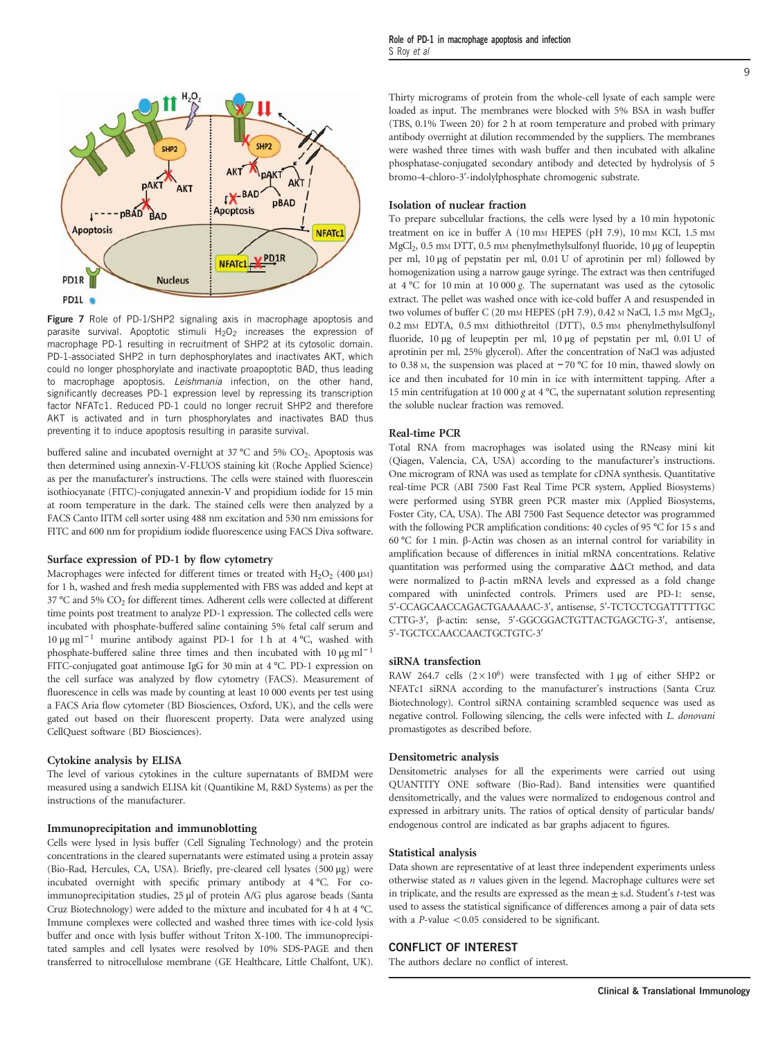Figure 7 Role of PD-1/SHP2 signaling axis in macrophage apoptosis and parasite survival. Apoptotic stimuli $H_2O_2$ increases the expression of macrophage PD-1 resulting in recruitment of SHP2 at its cytosolic domain. PD-1-associated SHP2 in turn dephosphorylates and inactivates AKT, which could no longer phosphorylate and inactivate proapoptotic BAD, thus leading to macrophage apoptosis. *Leishmania* infection, on the other hand, significantly decreases PD-1 expression level by repressing its transcription factor NFATc1. Reduced PD-1 could no longer recruit SHP2 and therefore AKT is activated and in turn phosphorylates and inactivates BAD thus preventing it to induce apoptosis resulting in parasite survival.

buffered saline and incubated overnight at 37 °C and 5% $CO_2$. Apoptosis was then determined using annexin-V-FLUOS staining kit (Roche Applied Science) as per the manufacturer's instructions. The cells were stained with fluorescein isothiocyanate (FITC)-conjugated annexin-V and propidium iodide for 15 min at room temperature in the dark. The stained cells were then analyzed by a FACS Canto IITM cell sorter using 488 nm excitation and 530 nm emissions for FITC and 600 nm for propidium iodide fluorescence using FACS Diva software.

### Surface expression of PD-1 by flow cytometry

Macrophages were infected for different times or treated with $H_2O_2$ (400 μM) for 1 h, washed and fresh media supplemented with FBS was added and kept at 37 °C and 5% $CO_2$ for different times. Adherent cells were collected at different time points post treatment to analyze PD-1 expression. The collected cells were incubated with phosphate-buffered saline containing 5% fetal calf serum and 10 μg ml$^{-1}$ murine antibody against PD-1 for 1 h at 4 °C, washed with phosphate-buffered saline three times and then incubated with 10 μg ml$^{-1}$ FITC-conjugated goat antimouse IgG for 30 min at 4 °C. PD-1 expression on the cell surface was analyzed by flow cytometry (FACS). Measurement of fluorescence in cells was made by counting at least 10 000 events per test using a FACS Aria flow cytometer (BD Biosciences, Oxford, UK), and the cells were gated out based on their fluorescent property. Data were analyzed using CellQuest software (BD Biosciences).

### Cytokine analysis by ELISA

The level of various cytokines in the culture supernatants of BMDM were measured using a sandwich ELISA kit (Quantikine M, R&D Systems) as per the instructions of the manufacturer.

### Immunoprecipitation and immunoblotting

Cells were lysed in lysis buffer (Cell Signaling Technology) and the protein concentrations in the cleared supernatants were estimated using a protein assay (Bio-Rad, Hercules, CA, USA). Briefly, pre-cleared cell lysates (500 μg) were incubated overnight with specific primary antibody at 4 °C. For co-immunoprecipitation studies, 25 μl of protein A/G plus agarose beads (Santa Cruz Biotechnology) were added to the mixture and incubated for 4 h at 4 °C. Immune complexes were collected and washed three times with ice-cold lysis buffer and once with lysis buffer without Triton X-100. The immunoprecipitated samples and cell lysates were resolved by 10% SDS-PAGE and then transferred to nitrocellulose membrane (GE Healthcare, Little Chalfont, UK). Thirty micrograms of protein from the whole-cell lysate of each sample were loaded as input. The membranes were blocked with 5% BSA in wash buffer (TBS, 0.1% Tween 20) for 2 h at room temperature and probed with primary antibody overnight at dilution recommended by the suppliers. The membranes were washed three times with wash buffer and then incubated with alkaline phosphatase-conjugated secondary antibody and detected by hydrolysis of 5 bromo-4-chloro-3′-indolylphosphate chromogenic substrate.

### Isolation of nuclear fraction

To prepare subcellular fractions, the cells were lysed by a 10 min hypotonic treatment on ice in buffer A (10 mM HEPES (pH 7.9), 10 mM KCl, 1.5 mM $MgCl_2$, 0.5 mM DTT, 0.5 mM phenylmethylsulfonyl fluoride, 10 μg of leupeptin per ml, 10 μg of pepstatin per ml, 0.01 U of aprotinin per ml) followed by homogenization using a narrow gauge syringe. The extract was then centrifuged at 4 °C for 10 min at 10 000 *g*. The supernatant was used as the cytosolic extract. The pellet was washed once with ice-cold buffer A and resuspended in two volumes of buffer C (20 mM HEPES (pH 7.9), 0.42 M NaCl, 1.5 mM $MgCl_2$, 0.2 mM EDTA, 0.5 mM dithiothreitol (DTT), 0.5 mM phenylmethylsulfonyl fluoride, 10 μg of leupeptin per ml, 10 μg of pepstatin per ml, 0.01 U of aprotinin per ml, 25% glycerol). After the concentration of NaCl was adjusted to 0.38 M, the suspension was placed at −70 °C for 10 min, thawed slowly on ice and then incubated for 10 min in ice with intermittent tapping. After a 15 min centrifugation at 10 000 *g* at 4 °C, the supernatant solution representing the soluble nuclear fraction was removed.

### Real-time PCR

Total RNA from macrophages was isolated using the RNeasy mini kit (Qiagen, Valencia, CA, USA) according to the manufacturer's instructions. One microgram of RNA was used as template for cDNA synthesis. Quantitative real-time PCR (ABI 7500 Fast Real Time PCR system, Applied Biosystems) were performed using SYBR green PCR master mix (Applied Biosystems, Foster City, CA, USA). The ABI 7500 Fast Sequence detector was programmed with the following PCR amplification conditions: 40 cycles of 95 °C for 15 s and 60 °C for 1 min. β-Actin was chosen as an internal control for variability in amplification because of differences in initial mRNA concentrations. Relative quantitation was performed using the comparative ΔΔCt method, and data were normalized to β-actin mRNA levels and expressed as a fold change compared with uninfected controls. Primers used are PD-1: sense, 5′-CCAGCAACCAGACTGAAAAAC-3′, antisense, 5′-TCTCCTCGATTTTTGCCTTG-3′, β-actin: sense, 5′-GGCGGACTGTTACTGAGCTG-3′, antisense, 5′-TGCTCCAACCAACTGCTGTC-3′

### siRNA transfection

RAW 264.7 cells ($2\times10^6$) were transfected with 1 μg of either SHP2 or NFATc1 siRNA according to the manufacturer's instructions (Santa Cruz Biotechnology). Control siRNA containing scrambled sequence was used as negative control. Following silencing, the cells were infected with *L. donovani* promastigotes as described before.

### Densitometric analysis

Densitometric analyses for all the experiments were carried out using QUANTITY ONE software (Bio-Rad). Band intensities were quantified densitometrically, and the values were normalized to endogenous control and expressed in arbitrary units. The ratios of optical density of particular bands/endogenous control are indicated as bar graphs adjacent to figures.

### Statistical analysis

Data shown are representative of at least three independent experiments unless otherwise stated as *n* values given in the legend. Macrophage cultures were set in triplicate, and the results are expressed as the mean ± s.d. Student's *t*-test was used to assess the statistical significance of differences among a pair of data sets with a *P*-value <0.05 considered to be significant.

## CONFLICT OF INTEREST

The authors declare no conflict of interest.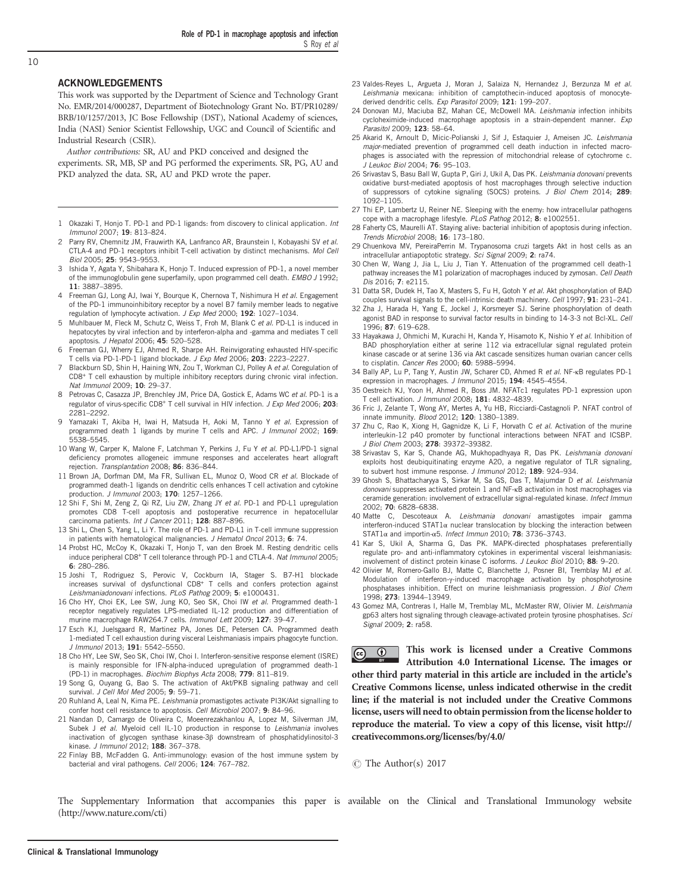## ACKNOWLEDGEMENTS

This work was supported by the Department of Science and Technology Grant No. EMR/2014/000287, Department of Biotechnology Grant No. BT/PR10289/BRB/10/1257/2013, JC Bose Fellowship (DST), National Academy of sciences, India (NASI) Senior Scientist Fellowship, UGC and Council of Scientific and Industrial Research (CSIR).

*Author contributions:* SR, AU and PKD conceived and designed the experiments. SR, MB, SP and PG performed the experiments. SR, PG, AU and PKD analyzed the data. SR, AU and PKD wrote the paper.

1. Okazaki T, Honjo T. PD-1 and PD-1 ligands: from discovery to clinical application. *Int Immunol* 2007; **19**: 813–824.
2. Parry RV, Chemnitz JM, Frauwirth KA, Lanfranco AR, Braunstein I, Kobayashi SV *et al.* CTLA-4 and PD-1 receptors inhibit T-cell activation by distinct mechanisms. *Mol Cell Biol* 2005; **25**: 9543–9553.
3. Ishida Y, Agata Y, Shibahara K, Honjo T. Induced expression of PD-1, a novel member of the immunoglobulin gene superfamily, upon programmed cell death. *EMBO J* 1992; **11**: 3887–3895.
4. Freeman GJ, Long AJ, Iwai Y, Bourque K, Chernova T, Nishimura H *et al.* Engagement of the PD-1 immunoinhibitory receptor by a novel B7 family member leads to negative regulation of lymphocyte activation. *J Exp Med* 2000; **192**: 1027–1034.
5. Muhlbauer M, Fleck M, Schutz C, Weiss T, Froh M, Blank C *et al.* PD-L1 is induced in hepatocytes by viral infection and by interferon-alpha and -gamma and mediates T cell apoptosis. *J Hepatol* 2006; **45**: 520–528.
6. Freeman GJ, Wherry EJ, Ahmed R, Sharpe AH. Reinvigorating exhausted HIV-specific T cells via PD-1-PD-1 ligand blockade. *J Exp Med* 2006; **203**: 2223–2227.
7. Blackburn SD, Shin H, Haining WN, Zou T, Workman CJ, Polley A *et al.* Coregulation of CD8+ T cell exhaustion by multiple inhibitory receptors during chronic viral infection. *Nat Immunol* 2009; **10**: 29–37.
8. Petrovas C, Casazza JP, Brenchley JM, Price DA, Gostick E, Adams WC *et al.* PD-1 is a regulator of virus-specific CD8+ T cell survival in HIV infection. *J Exp Med* 2006; **203**: 2281–2292.
9. Yamazaki T, Akiba H, Iwai H, Matsuda H, Aoki M, Tanno Y *et al.* Expression of programmed death 1 ligands by murine T cells and APC. *J Immunol* 2002; **169**: 5538–5545.
10. Wang W, Carper K, Malone F, Latchman Y, Perkins J, Fu Y *et al.* PD-L1/PD-1 signal deficiency promotes allogeneic immune responses and accelerates heart allograft rejection. *Transplantation* 2008; **86**: 836–844.
11. Brown JA, Dorfman DM, Ma FR, Sullivan EL, Munoz O, Wood CR *et al.* Blockade of programmed death-1 ligands on dendritic cells enhances T cell activation and cytokine production. *J Immunol* 2003; **170**: 1257–1266.
12. Shi F, Shi M, Zeng Z, Qi RZ, Liu ZW, Zhang JY *et al.* PD-1 and PD-L1 upregulation promotes CD8 T-cell apoptosis and postoperative recurrence in hepatocellular carcinoma patients. *Int J Cancer* 2011; **128**: 887–896.
13. Shi L, Chen S, Yang L, Li Y. The role of PD-1 and PD-L1 in T-cell immune suppression in patients with hematological malignancies. *J Hematol Oncol* 2013; **6**: 74.
14. Probst HC, McCoy K, Okazaki T, Honjo T, van den Broek M. Resting dendritic cells induce peripheral CD8+ T cell tolerance through PD-1 and CTLA-4. *Nat Immunol* 2005; **6**: 280–286.
15. Joshi T, Rodriguez S, Perovic V, Cockburn IA, Stager S. B7-H1 blockade increases survival of dysfunctional CD8+ T cells and confers protection against *Leishmaniadonovani* infections. *PLoS Pathog* 2009; **5**: e1000431.
16. Cho HY, Choi EK, Lee SW, Jung KO, Seo SK, Choi IW *et al.* Programmed death-1 receptor negatively regulates LPS-mediated IL-12 production and differentiation of murine macrophage RAW264.7 cells. *Immunol Lett* 2009; **127**: 39–47.
17. Esch KJ, Juelsgaard R, Martinez PA, Jones DE, Petersen CA. Programmed death 1-mediated T cell exhaustion during visceral Leishmaniasis impairs phagocyte function. *J Immunol* 2013; **191**: 5542–5550.
18. Cho HY, Lee SW, Seo SK, Choi IW, Choi I. Interferon-sensitive response element (ISRE) is mainly responsible for IFN-alpha-induced upregulation of programmed death-1 (PD-1) in macrophages. *Biochim Biophys Acta* 2008; **779**: 811–819.
19. Song G, Ouyang G, Bao S. The activation of Akt/PKB signaling pathway and cell survival. *J Cell Mol Med* 2005; **9**: 59–71.
20. Ruhland A, Leal N, Kima PE. *Leishmania* promastigotes activate PI3K/Akt signalling to confer host cell resistance to apoptosis. *Cell Microbiol* 2007; **9**: 84–96.
21. Nandan D, Camargo de Oliveira C, Moeenrezakhanlou A, Lopez M, Silverman JM, Subek J *et al.* Myeloid cell IL-10 production in response to *Leishmania* involves inactivation of glycogen synthase kinase-3β downstream of phosphatidylinositol-3 kinase. *J Immunol* 2012; **188**: 367–378.
22. Finlay BB, McFadden G. Anti-immunology: evasion of the host immune system by bacterial and viral pathogens. *Cell* 2006; **124**: 767–782.
23. Valdes-Reyes L, Argueta J, Moran J, Salaiza N, Hernandez J, Berzunza M *et al.* *Leishmania* mexicana: inhibition of camptothecin-induced apoptosis of monocyte-derived dendritic cells. *Exp Parasitol* 2009; **121**: 199–207.
24. Donovan MJ, Maciuba BZ, Mahan CE, McDowell MA. *Leishmania* infection inhibits cycloheximide-induced macrophage apoptosis in a strain-dependent manner. *Exp Parasitol* 2009; **123**: 58–64.
25. Akarid K, Arnoult D, Micic-Polianski J, Sif J, Estaquier J, Ameisen JC. *Leishmania major*-mediated prevention of programmed cell death induction in infected macrophages is associated with the repression of mitochondrial release of cytochrome c. *J Leukoc Biol* 2004; **76**: 95–103.
26. Srivastav S, Basu Ball W, Gupta P, Giri J, Ukil A, Das PK. *Leishmania donovani* prevents oxidative burst-mediated apoptosis of host macrophages through selective induction of suppressors of cytokine signaling (SOCS) proteins. *J Biol Chem* 2014; **289**: 1092–1105.
27. Thi EP, Lambertz U, Reiner NE. Sleeping with the enemy: how intracellular pathogens cope with a macrophage lifestyle. *PLoS Pathog* 2012; **8**: e1002551.
28. Faherty CS, Maurelli AT. Staying alive: bacterial inhibition of apoptosis during infection. *Trends Microbiol* 2008; **16**: 173–180.
29. Chuenkova MV, PereiraPerrin M. Trypanosoma cruzi targets Akt in host cells as an intracellular antiapoptotic strategy. *Sci Signal* 2009; **2**: ra74.
30. Chen W, Wang J, Jia L, Liu J, Tian Y. Attenuation of the programmed cell death-1 pathway increases the M1 polarization of macrophages induced by zymosan. *Cell Death Dis* 2016; **7**: e2115.
31. Datta SR, Dudek H, Tao X, Masters S, Fu H, Gotoh Y *et al.* Akt phosphorylation of BAD couples survival signals to the cell-intrinsic death machinery. *Cell* 1997; **91**: 231–241.
32. Zha J, Harada H, Yang E, Jockel J, Korsmeyer SJ. Serine phosphorylation of death agonist BAD in response to survival factor results in binding to 14-3-3 not Bcl-XL. *Cell* 1996; **87**: 619–628.
33. Hayakawa J, Ohmichi M, Kurachi H, Kanda Y, Hisamoto K, Nishio Y *et al.* Inhibition of BAD phosphorylation either at serine 112 via extracellular signal regulated protein kinase cascade or at serine 136 via Akt cascade sensitizes human ovarian cancer cells to cisplatin. *Cancer Res* 2000; **60**: 5988–5994.
34. Bally AP, Lu P, Tang Y, Austin JW, Scharer CD, Ahmed R *et al.* NF-κB regulates PD-1 expression in macrophages. *J Immunol* 2015; **194**: 4545–4554.
35. Oestreich KJ, Yoon H, Ahmed R, Boss JM. NFATc1 regulates PD-1 expression upon T cell activation. *J Immunol* 2008; **181**: 4832–4839.
36. Fric J, Zelante T, Wong AY, Mertes A, Yu HB, Ricciardi-Castagnoli P. NFAT control of innate immunity. *Blood* 2012; **120**: 1380–1389.
37. Zhu C, Rao K, Xiong H, Gagnidze K, Li F, Horvath C *et al.* Activation of the murine interleukin-12 p40 promoter by functional interactions between NFAT and ICSBP. *J Biol Chem* 2003; **278**: 39372–39382.
38. Srivastav S, Kar S, Chande AG, Mukhopadhyaya R, Das PK. *Leishmania donovani* exploits host deubiquitinating enzyme A20, a negative regulator of TLR signaling, to subvert host immune response. *J Immunol* 2012; **189**: 924–934.
39. Ghosh S, Bhattacharyya S, Sirkar M, Sa GS, Das T, Majumdar D *et al.* *Leishmania donovani* suppresses activated protein 1 and NF-κB activation in host macrophages via ceramide generation: involvement of extracellular signal-regulated kinase. *Infect Immun* 2002; **70**: 6828–6838.
40. Matte C, Descoteaux A. *Leishmania donovani* amastigotes impair gamma interferon-induced STAT1α nuclear translocation by blocking the interaction between STAT1α and importin-α5. *Infect Immun* 2010; **78**: 3736–3743.
41. Kar S, Ukil A, Sharma G, Das PK. MAPK-directed phosphatases preferentially regulate pro- and anti-inflammatory cytokines in experimental visceral leishmaniasis: involvement of distinct protein kinase C isoforms. *J Leukoc Biol* 2010; **88**: 9–20.
42. Olivier M, Romero-Gallo BJ, Matte C, Blanchette J, Posner BI, Tremblay MJ *et al.* Modulation of interferon-γ-induced macrophage activation by phosphotyrosine phosphatases inhibition. Effect on murine leishmaniasis progression. *J Biol Chem* 1998; **273**: 13944–13949.
43. Gomez MA, Contreras I, Halle M, Tremblay ML, McMaster RW, Olivier M. *Leishmania* gp63 alters host signaling through cleavage-activated protein tyrosine phosphatises. *Sci Signal* 2009; **2**: ra58.

**This work is licensed under a Creative Commons Attribution 4.0 International License. The images or other third party material in this article are included in the article's Creative Commons license, unless indicated otherwise in the credit line; if the material is not included under the Creative Commons license, users will need to obtain permission from the license holder to reproduce the material. To view a copy of this license, visit http://creativecommons.org/licenses/by/4.0/**

© The Author(s) 2017

The Supplementary Information that accompanies this paper is available on the Clinical and Translational Immunology website (http://www.nature.com/cti)